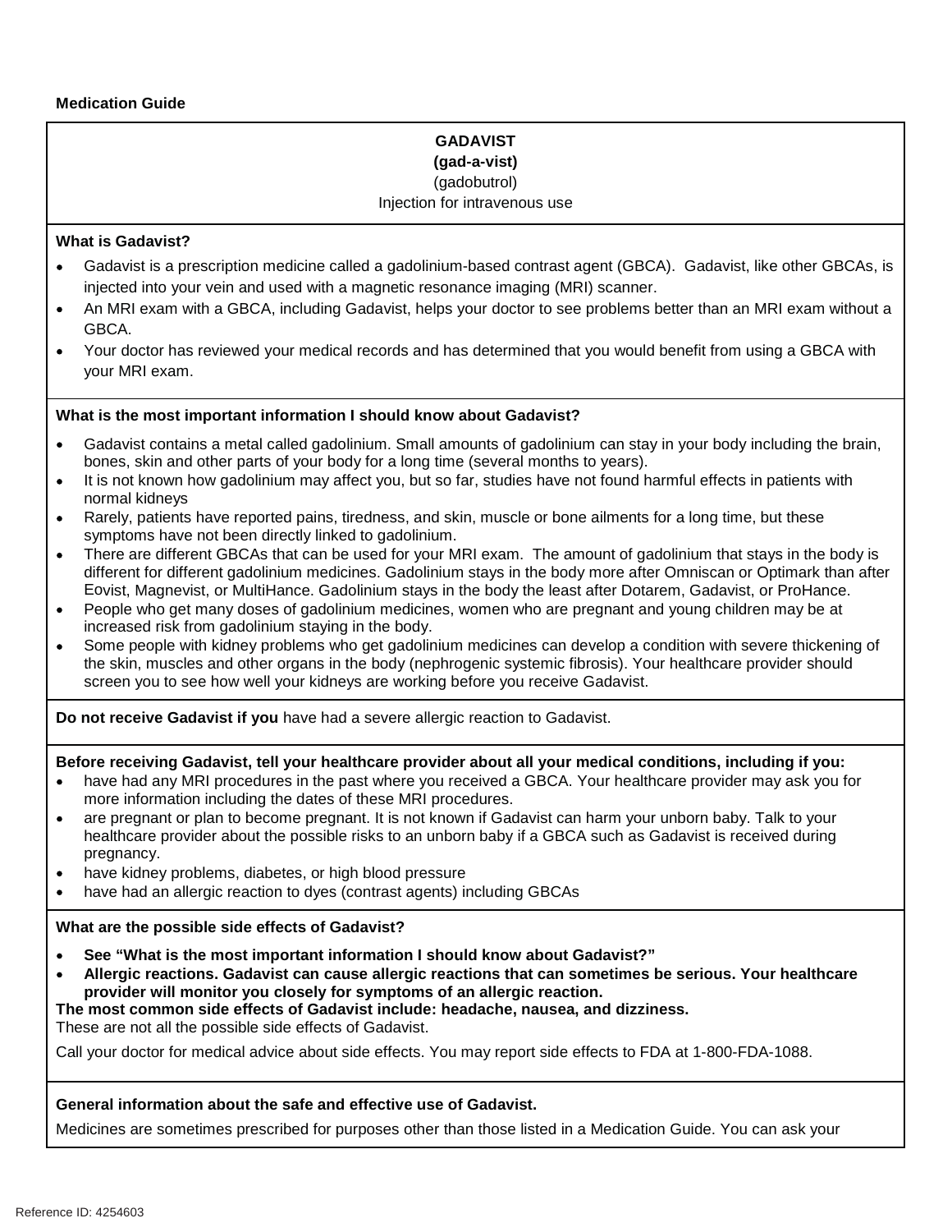**Medication Guide**

**GADAVIST**
**(gad-a-vist)**
(gadobutrol)
Injection for intravenous use

**What is Gadavist?**

- Gadavist is a prescription medicine called a gadolinium-based contrast agent (GBCA). Gadavist, like other GBCAs, is injected into your vein and used with a magnetic resonance imaging (MRI) scanner.
- An MRI exam with a GBCA, including Gadavist, helps your doctor to see problems better than an MRI exam without a GBCA.
- Your doctor has reviewed your medical records and has determined that you would benefit from using a GBCA with your MRI exam.

**What is the most important information I should know about Gadavist?**

- Gadavist contains a metal called gadolinium. Small amounts of gadolinium can stay in your body including the brain, bones, skin and other parts of your body for a long time (several months to years).
- It is not known how gadolinium may affect you, but so far, studies have not found harmful effects in patients with normal kidneys
- Rarely, patients have reported pains, tiredness, and skin, muscle or bone ailments for a long time, but these symptoms have not been directly linked to gadolinium.
- There are different GBCAs that can be used for your MRI exam. The amount of gadolinium that stays in the body is different for different gadolinium medicines. Gadolinium stays in the body more after Omniscan or Optimark than after Eovist, Magnevist, or MultiHance. Gadolinium stays in the body the least after Dotarem, Gadavist, or ProHance.
- People who get many doses of gadolinium medicines, women who are pregnant and young children may be at increased risk from gadolinium staying in the body.
- Some people with kidney problems who get gadolinium medicines can develop a condition with severe thickening of the skin, muscles and other organs in the body (nephrogenic systemic fibrosis). Your healthcare provider should screen you to see how well your kidneys are working before you receive Gadavist.

**Do not receive Gadavist if you** have had a severe allergic reaction to Gadavist.

**Before receiving Gadavist, tell your healthcare provider about all your medical conditions, including if you:**

- have had any MRI procedures in the past where you received a GBCA. Your healthcare provider may ask you for more information including the dates of these MRI procedures.
- are pregnant or plan to become pregnant. It is not known if Gadavist can harm your unborn baby. Talk to your healthcare provider about the possible risks to an unborn baby if a GBCA such as Gadavist is received during pregnancy.
- have kidney problems, diabetes, or high blood pressure
- have had an allergic reaction to dyes (contrast agents) including GBCAs

**What are the possible side effects of Gadavist?**

- **See "What is the most important information I should know about Gadavist?"**
- **Allergic reactions. Gadavist can cause allergic reactions that can sometimes be serious. Your healthcare provider will monitor you closely for symptoms of an allergic reaction.**

**The most common side effects of Gadavist include: headache, nausea, and dizziness.**

These are not all the possible side effects of Gadavist.

Call your doctor for medical advice about side effects. You may report side effects to FDA at 1-800-FDA-1088.

**General information about the safe and effective use of Gadavist.**

Medicines are sometimes prescribed for purposes other than those listed in a Medication Guide. You can ask your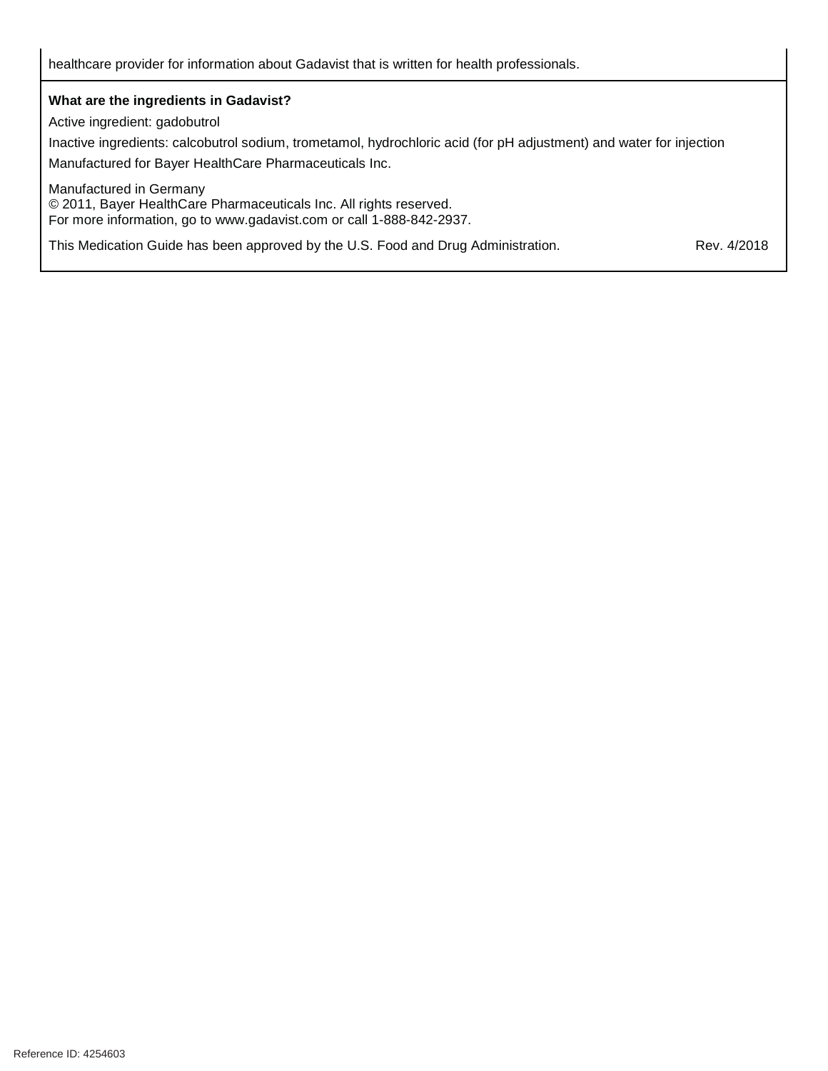healthcare provider for information about Gadavist that is written for health professionals.

**What are the ingredients in Gadavist?**

Active ingredient: gadobutrol

Inactive ingredients: calcobutrol sodium, trometamol, hydrochloric acid (for pH adjustment) and water for injection

Manufactured for Bayer HealthCare Pharmaceuticals Inc.

Manufactured in Germany
© 2011, Bayer HealthCare Pharmaceuticals Inc. All rights reserved.
For more information, go to www.gadavist.com or call 1-888-842-2937.

This Medication Guide has been approved by the U.S. Food and Drug Administration. Rev. 4/2018